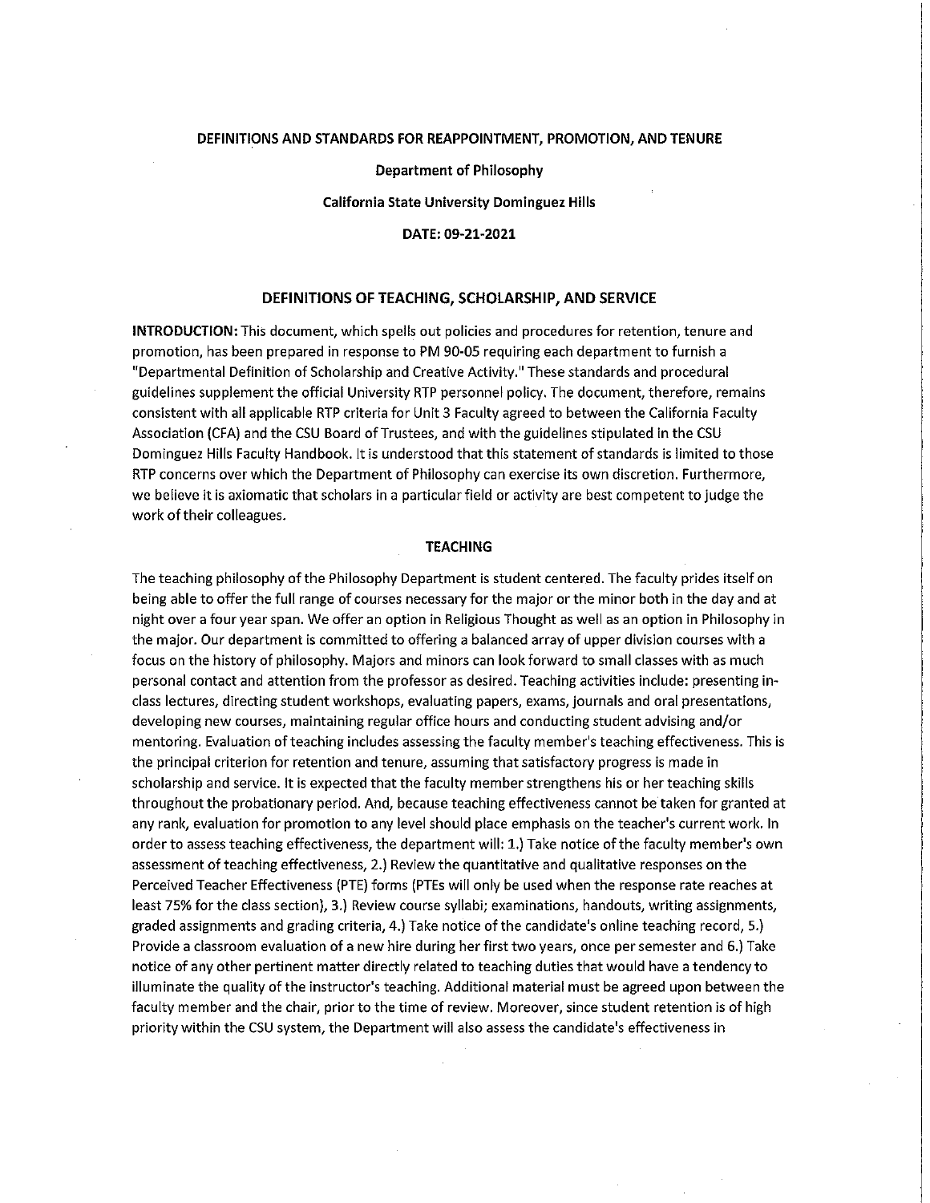# DEFINITIONS AND STANDARDS FOR REAPPOINTMENT, PROMOTION, AND TENURE

**Department of Philosophy**

**California State University Dominguez Hills**

**DATE: 09-21-2021**

## DEFINITIONS OF TEACHING, SCHOLARSHIP, AND SERVICE

**INTRODUCTION:** This document, which spells out policies and procedures for retention, tenure and promotion, has been prepared in response to PM 90-05 requiring each department to furnish a "Departmental Definition of Scholarship and Creative Activity." These standards and procedural guidelines supplement the official University RTP personnel policy. The document, therefore, remains consistent with all applicable RTP criteria for Unit 3 Faculty agreed to between the California Faculty Association (CFA) and the CSU Board of Trustees, and with the guidelines stipulated in the CSU Dominguez Hills Faculty Handbook. It is understood that this statement of standards is limited to those RTP concerns over which the Department of Philosophy can exercise its own discretion. Furthermore, we believe it is axiomatic that scholars in a particular field or activity are best competent to judge the work of their colleagues.

### TEACHING

The teaching philosophy of the Philosophy Department is student centered. The faculty prides itself on being able to offer the full range of courses necessary for the major or the minor both in the day and at night over a four year span. We offer an option in Religious Thought as well as an option in Philosophy in the major. Our department is committed to offering a balanced array of upper division courses with a focus on the history of philosophy. Majors and minors can look forward to small classes with as much personal contact and attention from the professor as desired. Teaching activities include: presenting in-class lectures, directing student workshops, evaluating papers, exams, journals and oral presentations, developing new courses, maintaining regular office hours and conducting student advising and/or mentoring. Evaluation of teaching includes assessing the faculty member's teaching effectiveness. This is the principal criterion for retention and tenure, assuming that satisfactory progress is made in scholarship and service. It is expected that the faculty member strengthens his or her teaching skills throughout the probationary period. And, because teaching effectiveness cannot be taken for granted at any rank, evaluation for promotion to any level should place emphasis on the teacher's current work. In order to assess teaching effectiveness, the department will: 1.) Take notice of the faculty member's own assessment of teaching effectiveness, 2.) Review the quantitative and qualitative responses on the Perceived Teacher Effectiveness (PTE) forms (PTEs will only be used when the response rate reaches at least 75% for the class section), 3.) Review course syllabi; examinations, handouts, writing assignments, graded assignments and grading criteria, 4.) Take notice of the candidate's online teaching record, 5.) Provide a classroom evaluation of a new hire during her first two years, once per semester and 6.) Take notice of any other pertinent matter directly related to teaching duties that would have a tendency to illuminate the quality of the instructor's teaching. Additional material must be agreed upon between the faculty member and the chair, prior to the time of review. Moreover, since student retention is of high priority within the CSU system, the Department will also assess the candidate's effectiveness in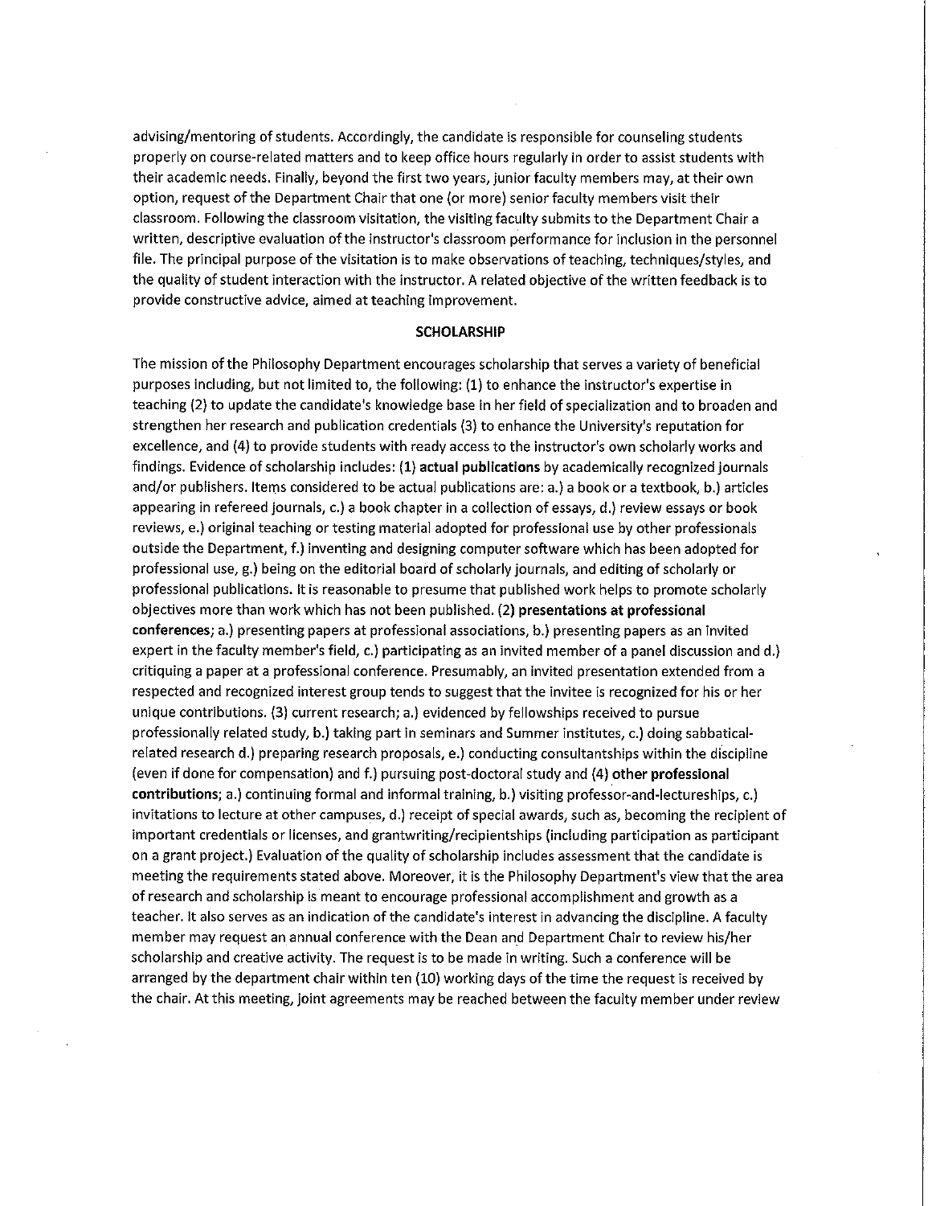advising/mentoring of students. Accordingly, the candidate is responsible for counseling students properly on course-related matters and to keep office hours regularly in order to assist students with their academic needs. Finally, beyond the first two years, junior faculty members may, at their own option, request of the Department Chair that one (or more) senior faculty members visit their classroom. Following the classroom visitation, the visiting faculty submits to the Department Chair a written, descriptive evaluation of the instructor's classroom performance for inclusion in the personnel file. The principal purpose of the visitation is to make observations of teaching, techniques/styles, and the quality of student interaction with the instructor. A related objective of the written feedback is to provide constructive advice, aimed at teaching improvement.

## SCHOLARSHIP

The mission of the Philosophy Department encourages scholarship that serves a variety of beneficial purposes including, but not limited to, the following: (1) to enhance the instructor's expertise in teaching (2) to update the candidate's knowledge base in her field of specialization and to broaden and strengthen her research and publication credentials (3) to enhance the University's reputation for excellence, and (4) to provide students with ready access to the instructor's own scholarly works and findings. Evidence of scholarship includes: (1) **actual publications** by academically recognized journals and/or publishers. Items considered to be actual publications are: a.) a book or a textbook, b.) articles appearing in refereed journals, c.) a book chapter in a collection of essays, d.) review essays or book reviews, e.) original teaching or testing material adopted for professional use by other professionals outside the Department, f.) inventing and designing computer software which has been adopted for professional use, g.) being on the editorial board of scholarly journals, and editing of scholarly or professional publications. It is reasonable to presume that published work helps to promote scholarly objectives more than work which has not been published. (2) **presentations at professional conferences**; a.) presenting papers at professional associations, b.) presenting papers as an invited expert in the faculty member's field, c.) participating as an invited member of a panel discussion and d.) critiquing a paper at a professional conference. Presumably, an invited presentation extended from a respected and recognized interest group tends to suggest that the invitee is recognized for his or her unique contributions. (3) current research; a.) evidenced by fellowships received to pursue professionally related study, b.) taking part in seminars and Summer institutes, c.) doing sabbatical-related research d.) preparing research proposals, e.) conducting consultantships within the discipline (even if done for compensation) and f.) pursuing post-doctoral study and (4) **other professional contributions**; a.) continuing formal and informal training, b.) visiting professor-and-lectureships, c.) invitations to lecture at other campuses, d.) receipt of special awards, such as, becoming the recipient of important credentials or licenses, and grantwriting/recipientships (including participation as participant on a grant project.) Evaluation of the quality of scholarship includes assessment that the candidate is meeting the requirements stated above. Moreover, it is the Philosophy Department's view that the area of research and scholarship is meant to encourage professional accomplishment and growth as a teacher. It also serves as an indication of the candidate's interest in advancing the discipline. A faculty member may request an annual conference with the Dean and Department Chair to review his/her scholarship and creative activity. The request is to be made in writing. Such a conference will be arranged by the department chair within ten (10) working days of the time the request is received by the chair. At this meeting, joint agreements may be reached between the faculty member under review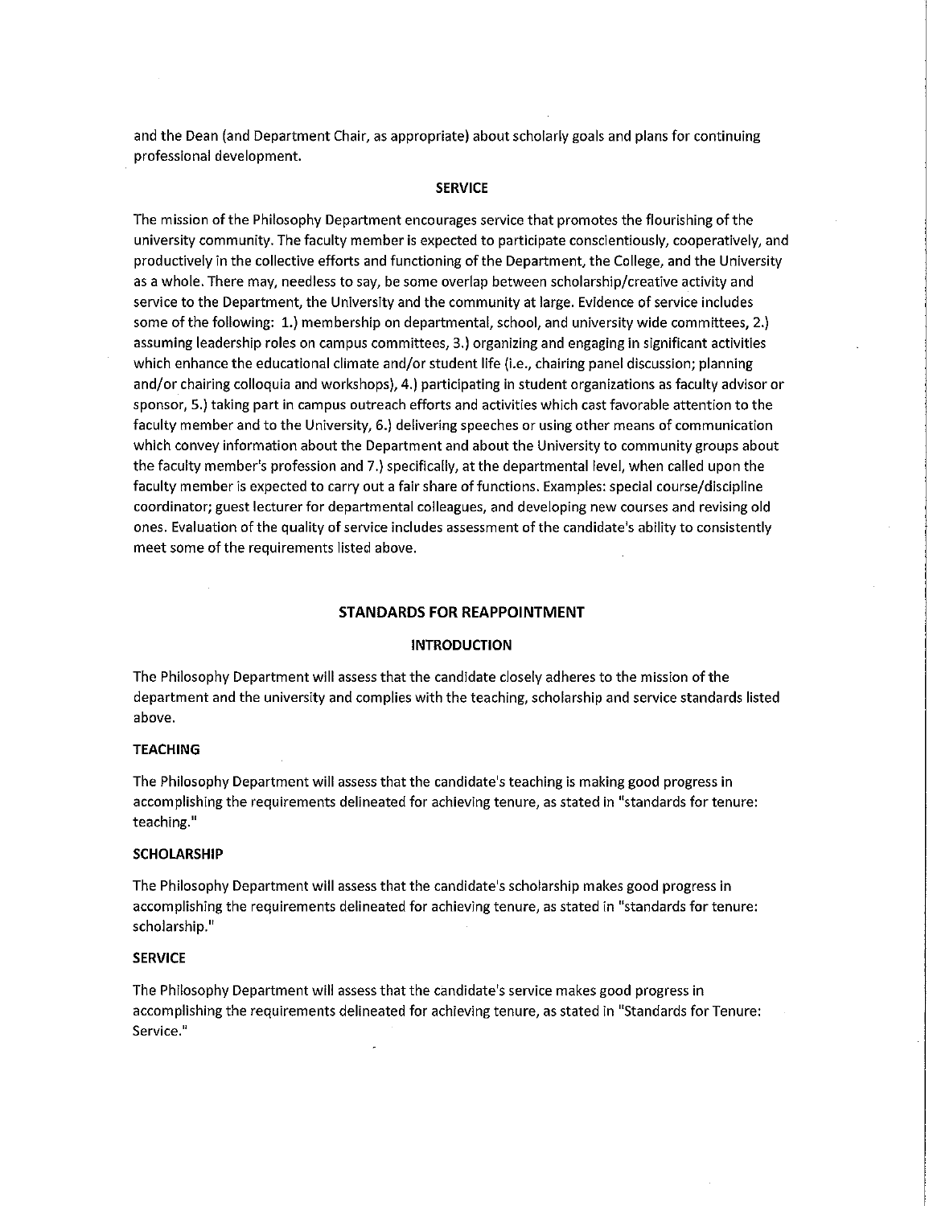and the Dean (and Department Chair, as appropriate) about scholarly goals and plans for continuing professional development.

### SERVICE

The mission of the Philosophy Department encourages service that promotes the flourishing of the university community. The faculty member is expected to participate conscientiously, cooperatively, and productively in the collective efforts and functioning of the Department, the College, and the University as a whole. There may, needless to say, be some overlap between scholarship/creative activity and service to the Department, the University and the community at large. Evidence of service includes some of the following: 1.) membership on departmental, school, and university wide committees, 2.) assuming leadership roles on campus committees, 3.) organizing and engaging in significant activities which enhance the educational climate and/or student life (i.e., chairing panel discussion; planning and/or chairing colloquia and workshops), 4.) participating in student organizations as faculty advisor or sponsor, 5.) taking part in campus outreach efforts and activities which cast favorable attention to the faculty member and to the University, 6.) delivering speeches or using other means of communication which convey information about the Department and about the University to community groups about the faculty member's profession and 7.) specifically, at the departmental level, when called upon the faculty member is expected to carry out a fair share of functions. Examples: special course/discipline coordinator; guest lecturer for departmental colleagues, and developing new courses and revising old ones. Evaluation of the quality of service includes assessment of the candidate's ability to consistently meet some of the requirements listed above.

## STANDARDS FOR REAPPOINTMENT

### INTRODUCTION

The Philosophy Department will assess that the candidate closely adheres to the mission of the department and the university and complies with the teaching, scholarship and service standards listed above.

#### TEACHING

The Philosophy Department will assess that the candidate's teaching is making good progress in accomplishing the requirements delineated for achieving tenure, as stated in "standards for tenure: teaching."

#### SCHOLARSHIP

The Philosophy Department will assess that the candidate's scholarship makes good progress in accomplishing the requirements delineated for achieving tenure, as stated in "standards for tenure: scholarship."

#### SERVICE

The Philosophy Department will assess that the candidate's service makes good progress in accomplishing the requirements delineated for achieving tenure, as stated in "Standards for Tenure: Service."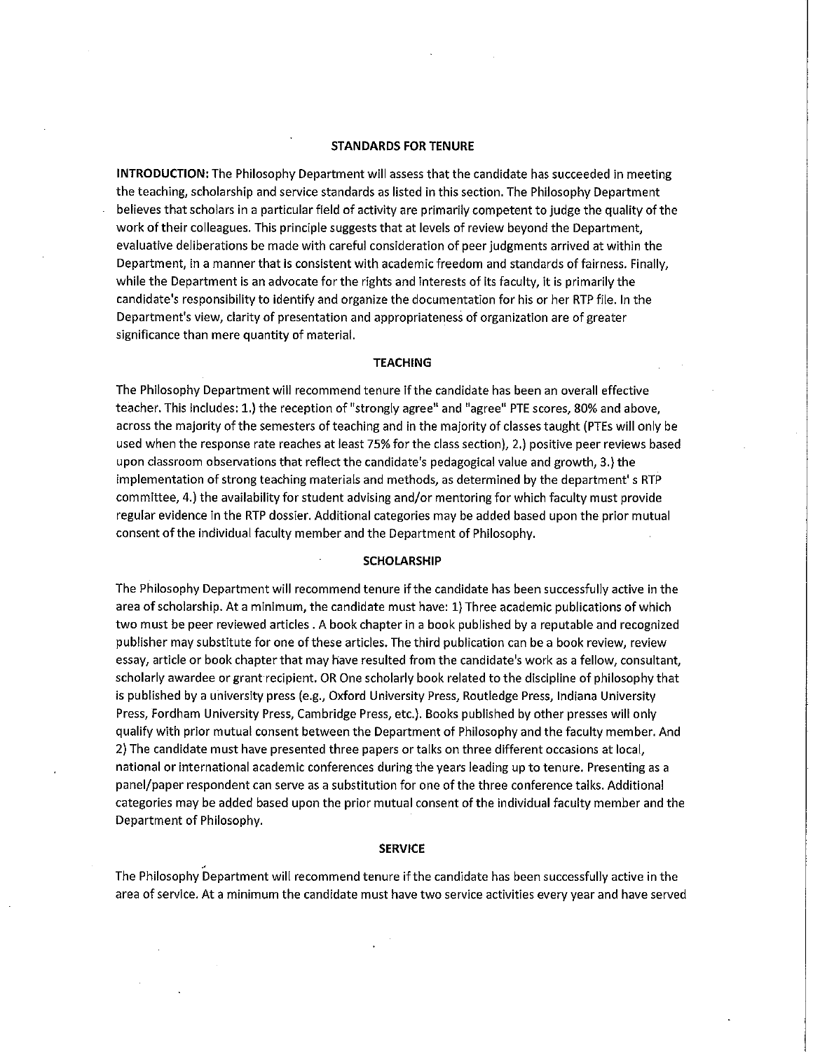## STANDARDS FOR TENURE

**INTRODUCTION:** The Philosophy Department will assess that the candidate has succeeded in meeting the teaching, scholarship and service standards as listed in this section. The Philosophy Department believes that scholars in a particular field of activity are primarily competent to judge the quality of the work of their colleagues. This principle suggests that at levels of review beyond the Department, evaluative deliberations be made with careful consideration of peer judgments arrived at within the Department, in a manner that is consistent with academic freedom and standards of fairness. Finally, while the Department is an advocate for the rights and interests of its faculty, it is primarily the candidate's responsibility to identify and organize the documentation for his or her RTP file. In the Department's view, clarity of presentation and appropriateness of organization are of greater significance than mere quantity of material.

### TEACHING

The Philosophy Department will recommend tenure if the candidate has been an overall effective teacher. This includes: 1.) the reception of "strongly agree" and "agree" PTE scores, 80% and above, across the majority of the semesters of teaching and in the majority of classes taught (PTEs will only be used when the response rate reaches at least 75% for the class section), 2.) positive peer reviews based upon classroom observations that reflect the candidate's pedagogical value and growth, 3.) the implementation of strong teaching materials and methods, as determined by the department' s RTP committee, 4.) the availability for student advising and/or mentoring for which faculty must provide regular evidence in the RTP dossier. Additional categories may be added based upon the prior mutual consent of the individual faculty member and the Department of Philosophy.

### SCHOLARSHIP

The Philosophy Department will recommend tenure if the candidate has been successfully active in the area of scholarship. At a minimum, the candidate must have: 1) Three academic publications of which two must be peer reviewed articles . A book chapter in a book published by a reputable and recognized publisher may substitute for one of these articles. The third publication can be a book review, review essay, article or book chapter that may have resulted from the candidate's work as a fellow, consultant, scholarly awardee or grant recipient. OR One scholarly book related to the discipline of philosophy that is published by a university press (e.g., Oxford University Press, Routledge Press, Indiana University Press, Fordham University Press, Cambridge Press, etc.). Books published by other presses will only qualify with prior mutual consent between the Department of Philosophy and the faculty member. And 2) The candidate must have presented three papers or talks on three different occasions at local, national or international academic conferences during the years leading up to tenure. Presenting as a panel/paper respondent can serve as a substitution for one of the three conference talks. Additional categories may be added based upon the prior mutual consent of the individual faculty member and the Department of Philosophy.

### SERVICE

The Philosophy Department will recommend tenure if the candidate has been successfully active in the area of service. At a minimum the candidate must have two service activities every year and have served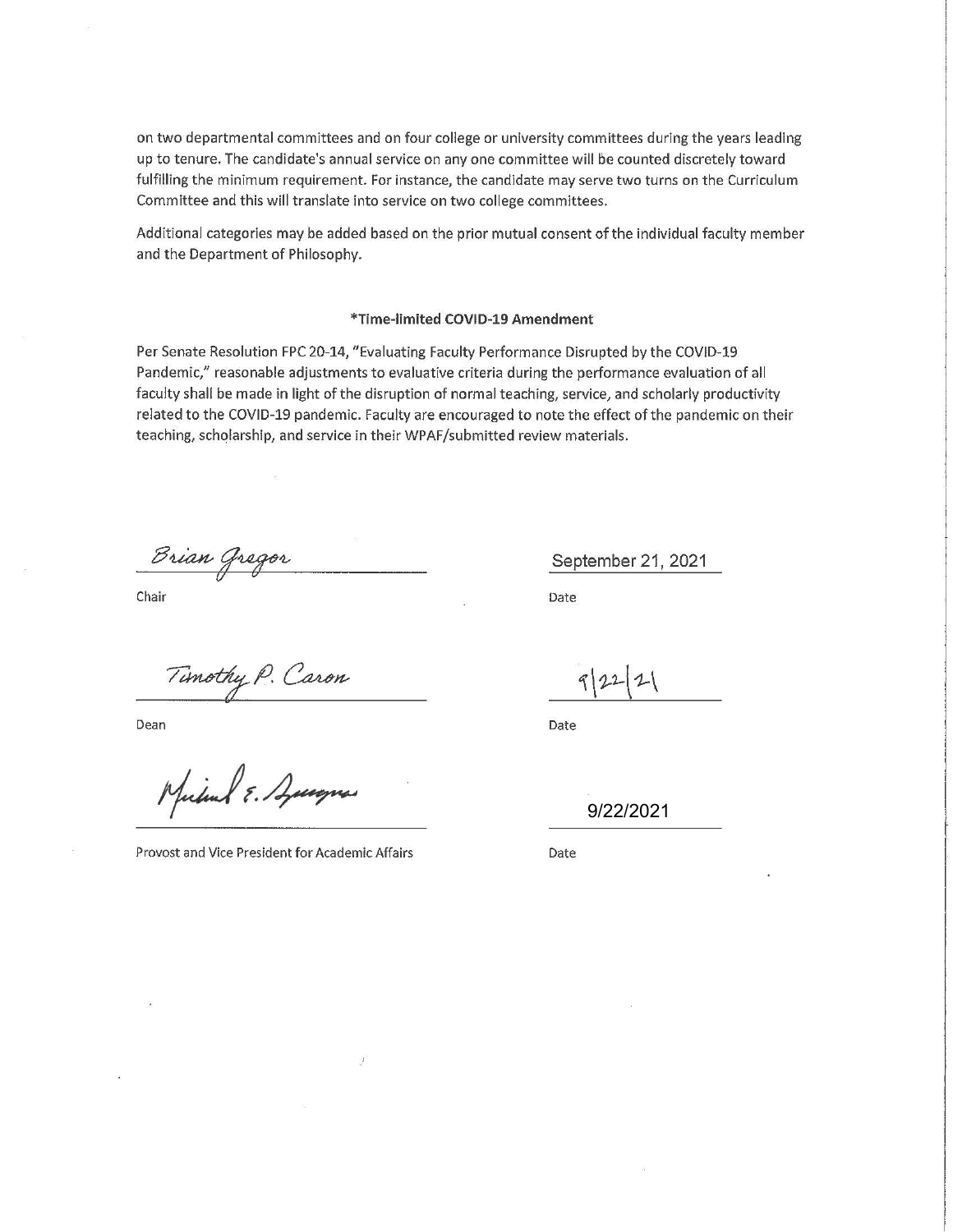on two departmental committees and on four college or university committees during the years leading up to tenure. The candidate's annual service on any one committee will be counted discretely toward fulfilling the minimum requirement. For instance, the candidate may serve two turns on the Curriculum Committee and this will translate into service on two college committees.

Additional categories may be added based on the prior mutual consent of the individual faculty member and the Department of Philosophy.

**\*Time-limited COVID-19 Amendment**

Per Senate Resolution FPC 20-14, "Evaluating Faculty Performance Disrupted by the COVID-19 Pandemic," reasonable adjustments to evaluative criteria during the performance evaluation of all faculty shall be made in light of the disruption of normal teaching, service, and scholarly productivity related to the COVID-19 pandemic. Faculty are encouraged to note the effect of the pandemic on their teaching, scholarship, and service in their WPAF/submitted review materials.

Brian Gregor
Chair

September 21, 2021
Date

Timothy P. Caron
Dean

9/22/21
Date

[Signature]
Provost and Vice President for Academic Affairs

9/22/2021
Date